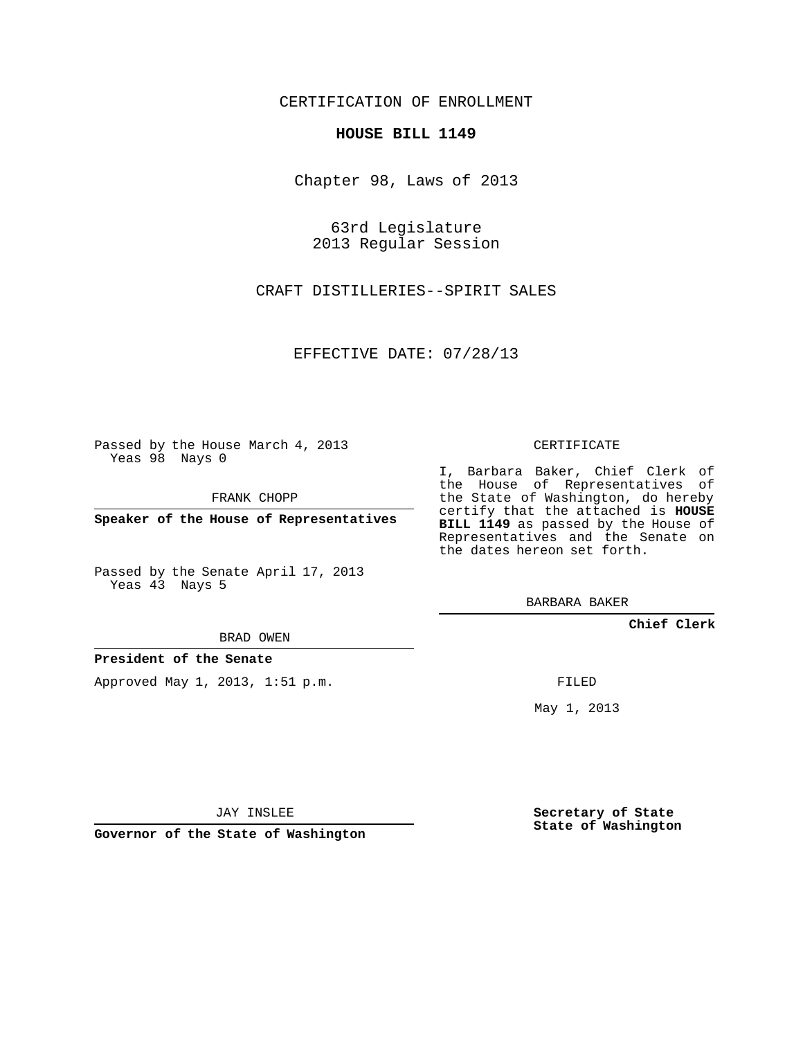CERTIFICATION OF ENROLLMENT

**HOUSE BILL 1149**

Chapter 98, Laws of 2013

63rd Legislature
2013 Regular Session

CRAFT DISTILLERIES--SPIRIT SALES

EFFECTIVE DATE: 07/28/13

Passed by the House March 4, 2013
Yeas 98 Nays 0

FRANK CHOPP

**Speaker of the House of Representatives**

Passed by the Senate April 17, 2013
Yeas 43 Nays 5

BRAD OWEN

**President of the Senate**

Approved May 1, 2013, 1:51 p.m.

JAY INSLEE

**Governor of the State of Washington**

CERTIFICATE

I, Barbara Baker, Chief Clerk of the House of Representatives of the State of Washington, do hereby certify that the attached is **HOUSE BILL 1149** as passed by the House of Representatives and the Senate on the dates hereon set forth.

BARBARA BAKER

**Chief Clerk**

FILED

May 1, 2013

**Secretary of State**
**State of Washington**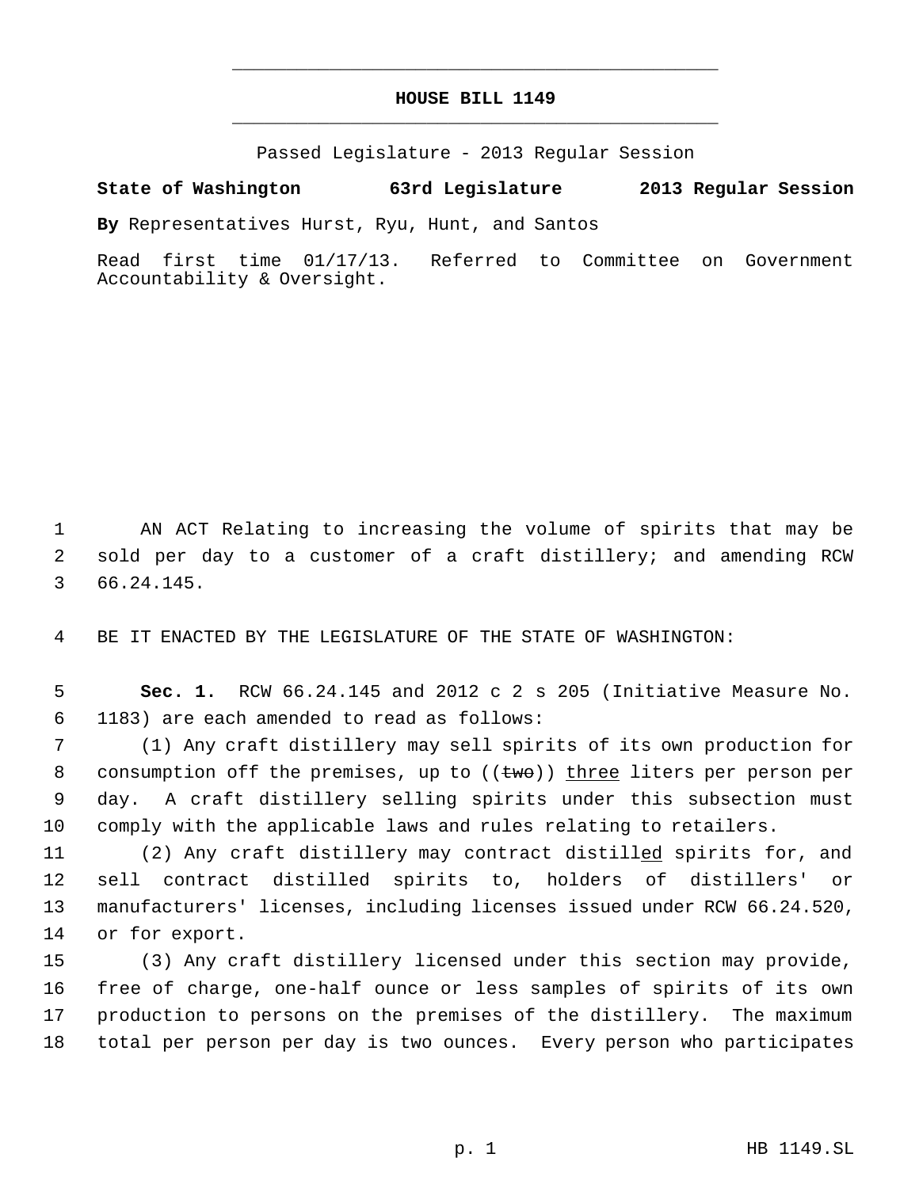# HOUSE BILL 1149

Passed Legislature - 2013 Regular Session

**State of Washington 63rd Legislature 2013 Regular Session**

**By** Representatives Hurst, Ryu, Hunt, and Santos

Read first time 01/17/13. Referred to Committee on Government Accountability & Oversight.

1 AN ACT Relating to increasing the volume of spirits that may be
2 sold per day to a customer of a craft distillery; and amending RCW
3 66.24.145.

4 BE IT ENACTED BY THE LEGISLATURE OF THE STATE OF WASHINGTON:

5 **Sec. 1.** RCW 66.24.145 and 2012 c 2 s 205 (Initiative Measure No.
6 1183) are each amended to read as follows:

7 (1) Any craft distillery may sell spirits of its own production for
8 consumption off the premises, up to ((~~two~~)) <u>three</u> liters per person per
9 day. A craft distillery selling spirits under this subsection must
10 comply with the applicable laws and rules relating to retailers.

11 (2) Any craft distillery may contract distill<u>ed</u> spirits for, and
12 sell contract distilled spirits to, holders of distillers' or
13 manufacturers' licenses, including licenses issued under RCW 66.24.520,
14 or for export.

15 (3) Any craft distillery licensed under this section may provide,
16 free of charge, one-half ounce or less samples of spirits of its own
17 production to persons on the premises of the distillery. The maximum
18 total per person per day is two ounces. Every person who participates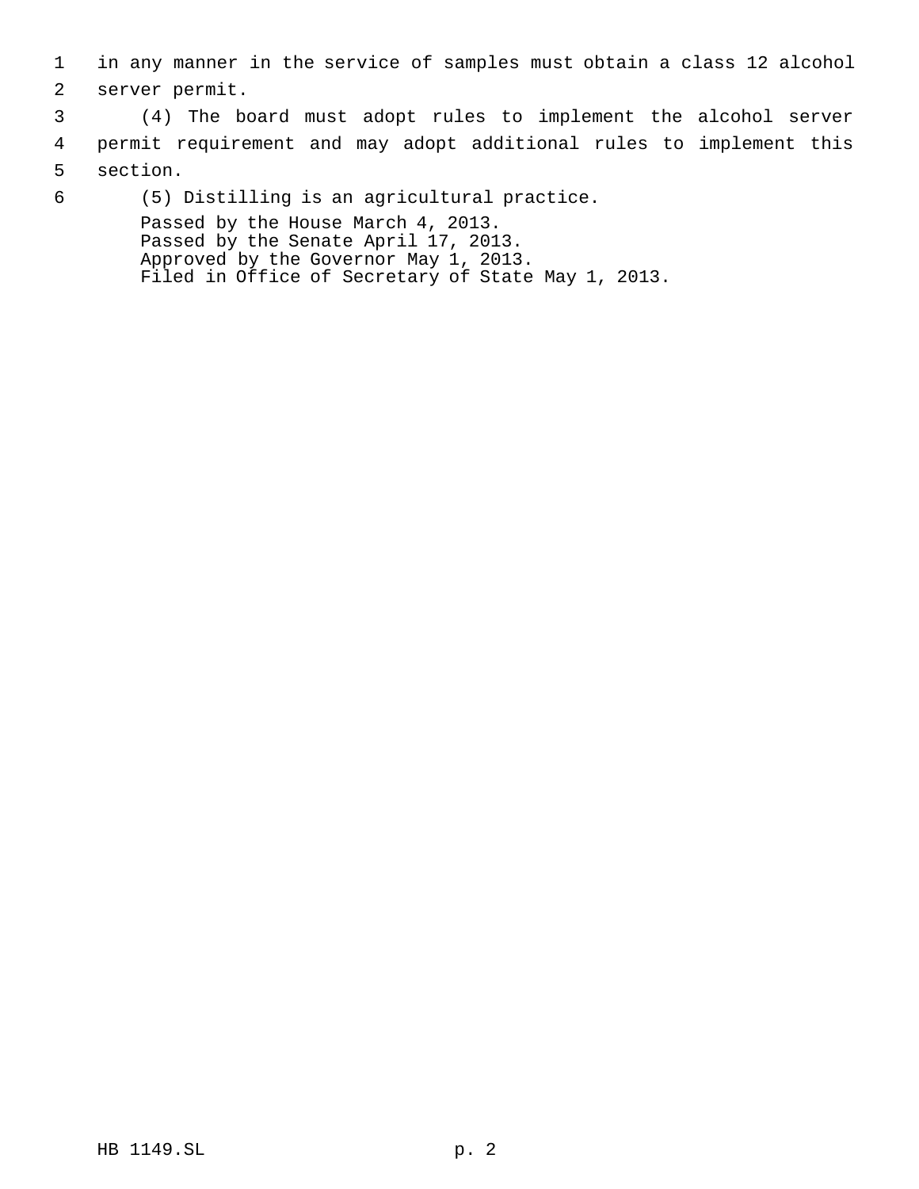in any manner in the service of samples must obtain a class 12 alcohol server permit.

(4) The board must adopt rules to implement the alcohol server permit requirement and may adopt additional rules to implement this section.

(5) Distilling is an agricultural practice.

Passed by the House March 4, 2013.
Passed by the Senate April 17, 2013.
Approved by the Governor May 1, 2013.
Filed in Office of Secretary of State May 1, 2013.